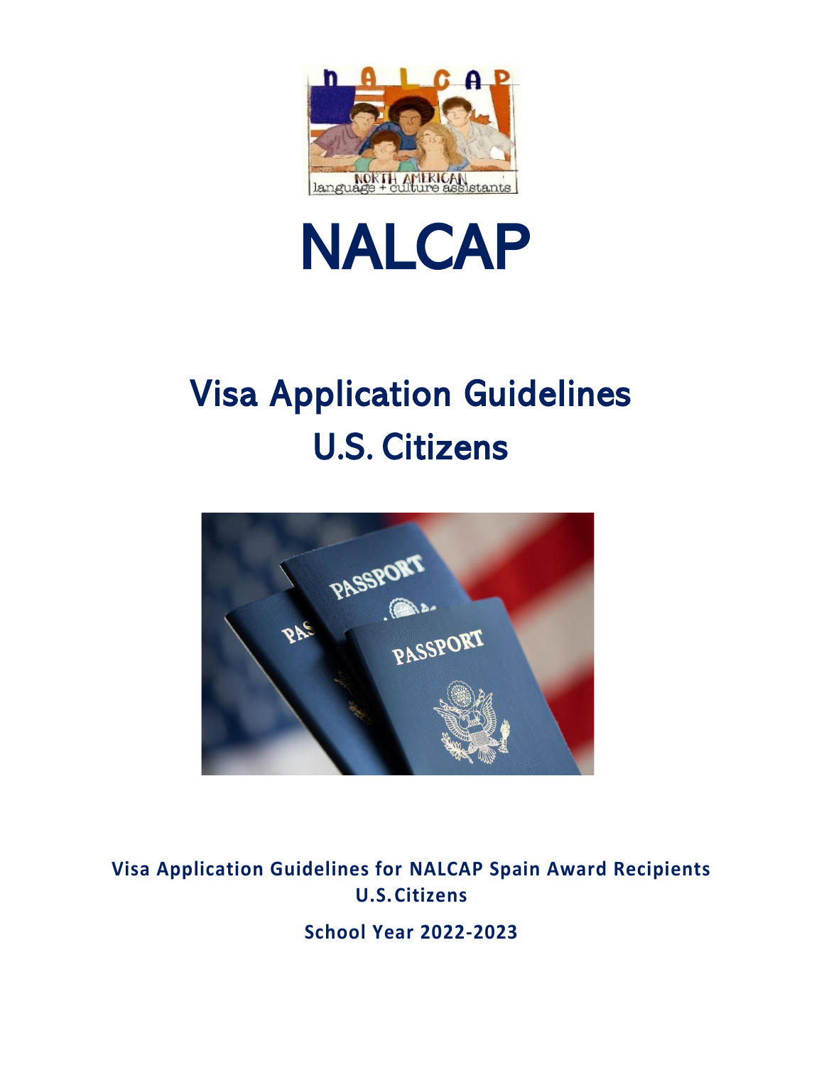# NALCAP

## Visa Application Guidelines U.S. Citizens

**Visa Application Guidelines for NALCAP Spain Award Recipients U.S. Citizens**

**School Year 2022-2023**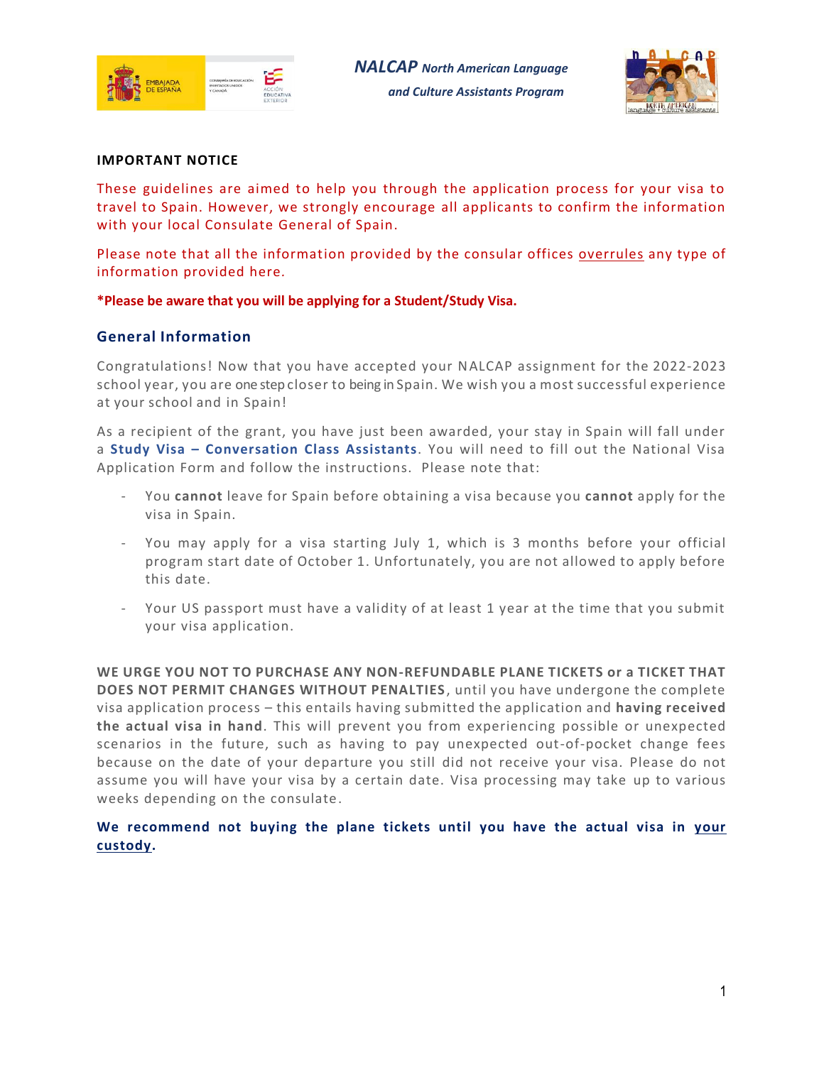NALCAP North American Language and Culture Assistants Program

**IMPORTANT NOTICE**

These guidelines are aimed to help you through the application process for your visa to travel to Spain. However, we strongly encourage all applicants to confirm the information with your local Consulate General of Spain.

Please note that all the information provided by the consular offices overrules any type of information provided here.

**\*Please be aware that you will be applying for a Student/Study Visa.**

## General Information

Congratulations! Now that you have accepted your NALCAP assignment for the 2022-2023 school year, you are one step closer to being in Spain. We wish you a most successful experience at your school and in Spain!

As a recipient of the grant, you have just been awarded, your stay in Spain will fall under a **Study Visa – Conversation Class Assistants**. You will need to fill out the National Visa Application Form and follow the instructions. Please note that:

- You **cannot** leave for Spain before obtaining a visa because you **cannot** apply for the visa in Spain.
- You may apply for a visa starting July 1, which is 3 months before your official program start date of October 1. Unfortunately, you are not allowed to apply before this date.
- Your US passport must have a validity of at least 1 year at the time that you submit your visa application.

**WE URGE YOU NOT TO PURCHASE ANY NON-REFUNDABLE PLANE TICKETS or a TICKET THAT DOES NOT PERMIT CHANGES WITHOUT PENALTIES**, until you have undergone the complete visa application process – this entails having submitted the application and **having received the actual visa in hand**. This will prevent you from experiencing possible or unexpected scenarios in the future, such as having to pay unexpected out-of-pocket change fees because on the date of your departure you still did not receive your visa. Please do not assume you will have your visa by a certain date. Visa processing may take up to various weeks depending on the consulate.

**We recommend not buying the plane tickets until you have the actual visa in your custody.**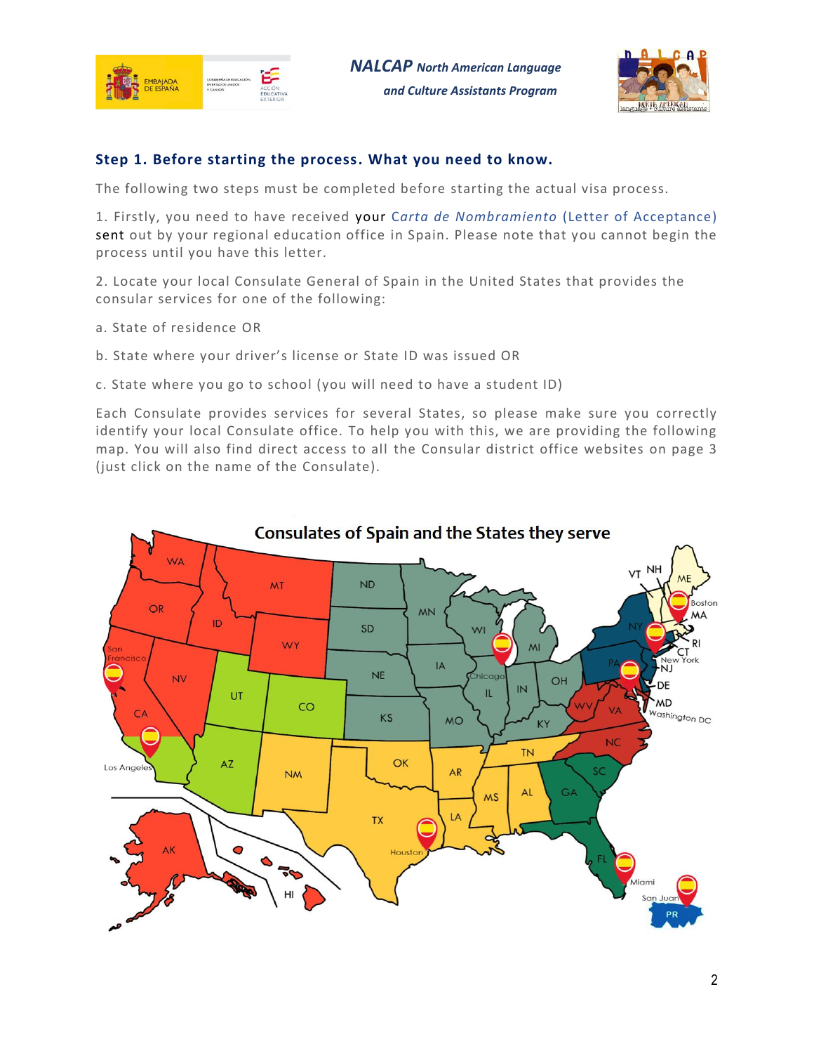## Step 1. Before starting the process. What you need to know.

The following two steps must be completed before starting the actual visa process.

1. Firstly, you need to have received your *Carta de Nombramiento* (Letter of Acceptance) sent out by your regional education office in Spain. Please note that you cannot begin the process until you have this letter.

2. Locate your local Consulate General of Spain in the United States that provides the consular services for one of the following:

a. State of residence OR

b. State where your driver's license or State ID was issued OR

c. State where you go to school (you will need to have a student ID)

Each Consulate provides services for several States, so please make sure you correctly identify your local Consulate office. To help you with this, we are providing the following map. You will also find direct access to all the Consular district office websites on page 3 (just click on the name of the Consulate).

**Consulates of Spain and the States they serve**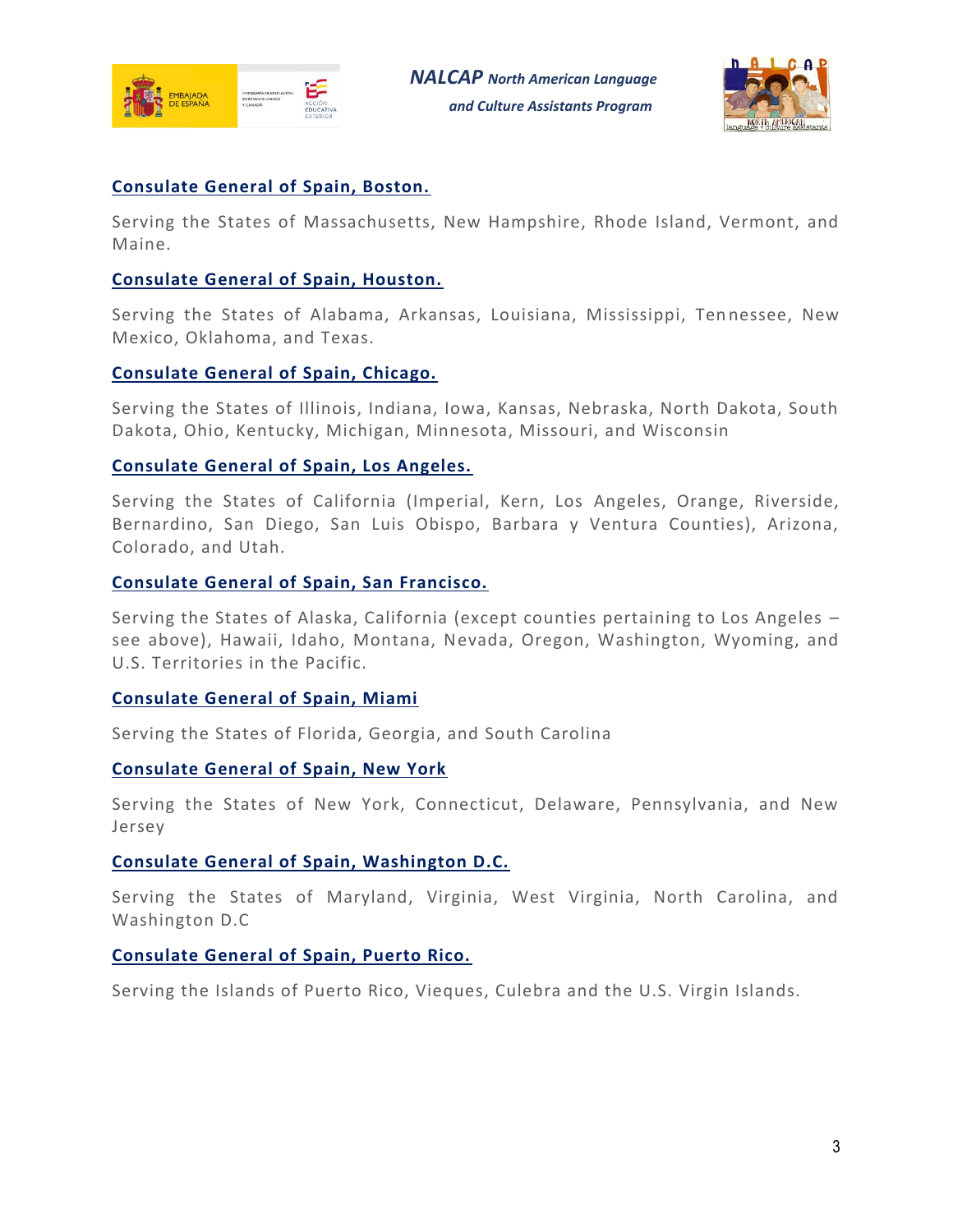**[Consulate General of Spain, Boston.](#)**

Serving the States of Massachusetts, New Hampshire, Rhode Island, Vermont, and Maine.

**[Consulate General of Spain, Houston.](#)**

Serving the States of Alabama, Arkansas, Louisiana, Mississippi, Tennessee, New Mexico, Oklahoma, and Texas.

**[Consulate General of Spain, Chicago.](#)**

Serving the States of Illinois, Indiana, Iowa, Kansas, Nebraska, North Dakota, South Dakota, Ohio, Kentucky, Michigan, Minnesota, Missouri, and Wisconsin

**[Consulate General of Spain, Los Angeles.](#)**

Serving the States of California (Imperial, Kern, Los Angeles, Orange, Riverside, Bernardino, San Diego, San Luis Obispo, Barbara y Ventura Counties), Arizona, Colorado, and Utah.

**[Consulate General of Spain, San Francisco.](#)**

Serving the States of Alaska, California (except counties pertaining to Los Angeles – see above), Hawaii, Idaho, Montana, Nevada, Oregon, Washington, Wyoming, and U.S. Territories in the Pacific.

**[Consulate General of Spain, Miami](#)**

Serving the States of Florida, Georgia, and South Carolina

**[Consulate General of Spain, New York](#)**

Serving the States of New York, Connecticut, Delaware, Pennsylvania, and New Jersey

**[Consulate General of Spain, Washington D.C.](#)**

Serving the States of Maryland, Virginia, West Virginia, North Carolina, and Washington D.C

**[Consulate General of Spain, Puerto Rico.](#)**

Serving the Islands of Puerto Rico, Vieques, Culebra and the U.S. Virgin Islands.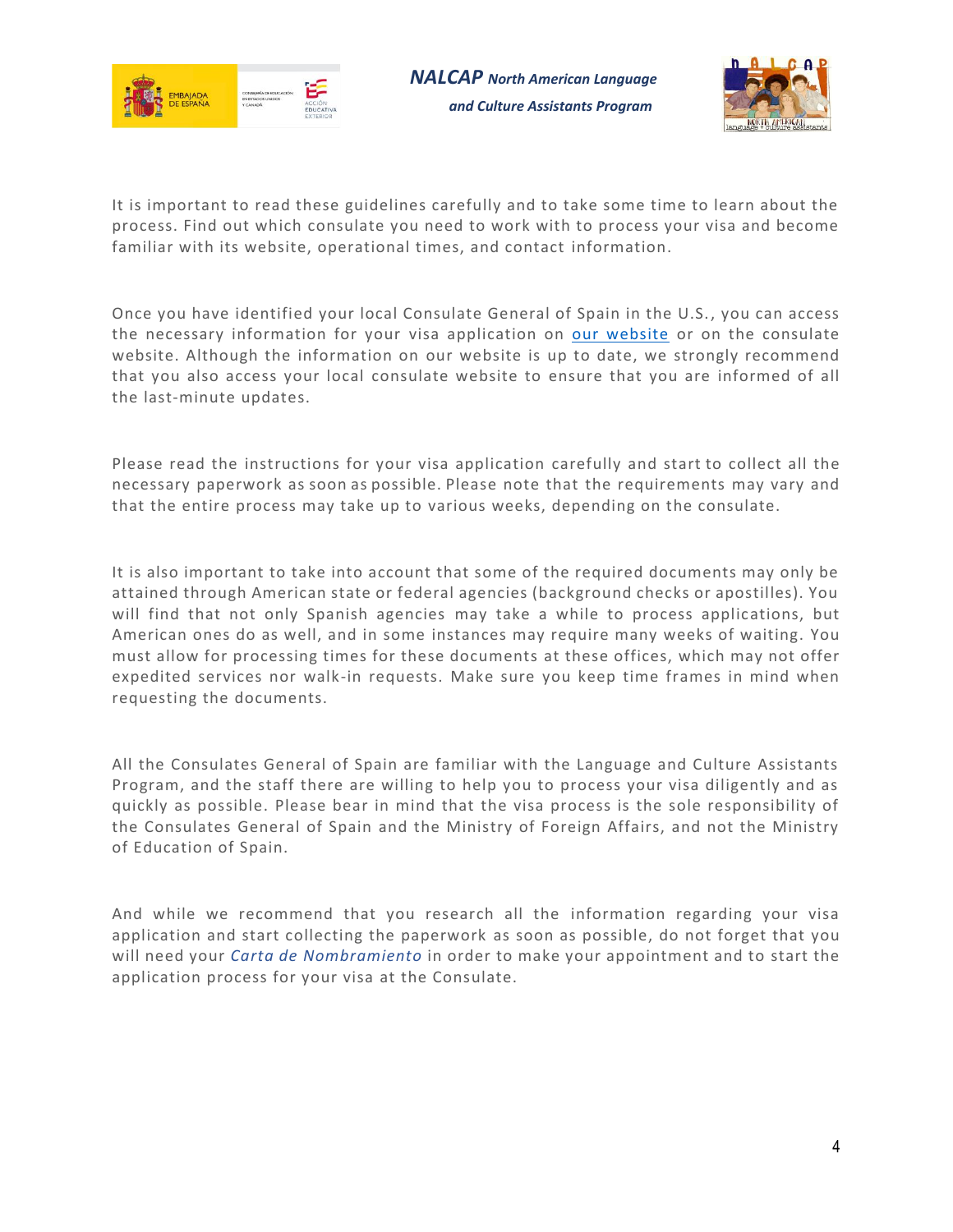It is important to read these guidelines carefully and to take some time to learn about the process. Find out which consulate you need to work with to process your visa and become familiar with its website, operational times, and contact information.

Once you have identified your local Consulate General of Spain in the U.S., you can access the necessary information for your visa application on [our website]() or on the consulate website. Although the information on our website is up to date, we strongly recommend that you also access your local consulate website to ensure that you are informed of all the last-minute updates.

Please read the instructions for your visa application carefully and start to collect all the necessary paperwork as soon as possible. Please note that the requirements may vary and that the entire process may take up to various weeks, depending on the consulate.

It is also important to take into account that some of the required documents may only be attained through American state or federal agencies (background checks or apostilles). You will find that not only Spanish agencies may take a while to process applications, but American ones do as well, and in some instances may require many weeks of waiting. You must allow for processing times for these documents at these offices, which may not offer expedited services nor walk-in requests. Make sure you keep time frames in mind when requesting the documents.

All the Consulates General of Spain are familiar with the Language and Culture Assistants Program, and the staff there are willing to help you to process your visa diligently and as quickly as possible. Please bear in mind that the visa process is the sole responsibility of the Consulates General of Spain and the Ministry of Foreign Affairs, and not the Ministry of Education of Spain.

And while we recommend that you research all the information regarding your visa application and start collecting the paperwork as soon as possible, do not forget that you will need your *Carta de Nombramiento* in order to make your appointment and to start the application process for your visa at the Consulate.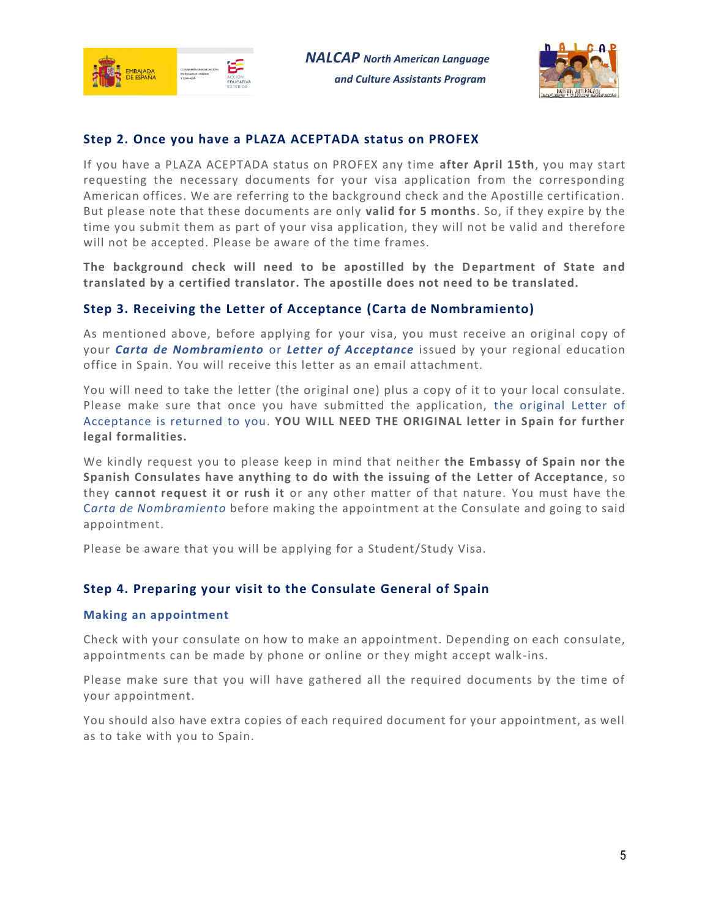## Step 2. Once you have a PLAZA ACEPTADA status on PROFEX

If you have a PLAZA ACEPTADA status on PROFEX any time **after April 15th**, you may start requesting the necessary documents for your visa application from the corresponding American offices. We are referring to the background check and the Apostille certification. But please note that these documents are only **valid for 5 months**. So, if they expire by the time you submit them as part of your visa application, they will not be valid and therefore will not be accepted. Please be aware of the time frames.

**The background check will need to be apostilled by the Department of State and translated by a certified translator. The apostille does not need to be translated.**

## Step 3. Receiving the Letter of Acceptance (Carta de Nombramiento)

As mentioned above, before applying for your visa, you must receive an original copy of your ***Carta de Nombramiento*** or ***Letter of Acceptance*** issued by your regional education office in Spain. You will receive this letter as an email attachment.

You will need to take the letter (the original one) plus a copy of it to your local consulate. Please make sure that once you have submitted the application, the original Letter of Acceptance is returned to you. **YOU WILL NEED THE ORIGINAL letter in Spain for further legal formalities.**

We kindly request you to please keep in mind that neither **the Embassy of Spain nor the Spanish Consulates have anything to do with the issuing of the Letter of Acceptance**, so they **cannot request it or rush it** or any other matter of that nature. You must have the *Carta de Nombramiento* before making the appointment at the Consulate and going to said appointment.

Please be aware that you will be applying for a Student/Study Visa.

## Step 4. Preparing your visit to the Consulate General of Spain

### Making an appointment

Check with your consulate on how to make an appointment. Depending on each consulate, appointments can be made by phone or online or they might accept walk-ins.

Please make sure that you will have gathered all the required documents by the time of your appointment.

You should also have extra copies of each required document for your appointment, as well as to take with you to Spain.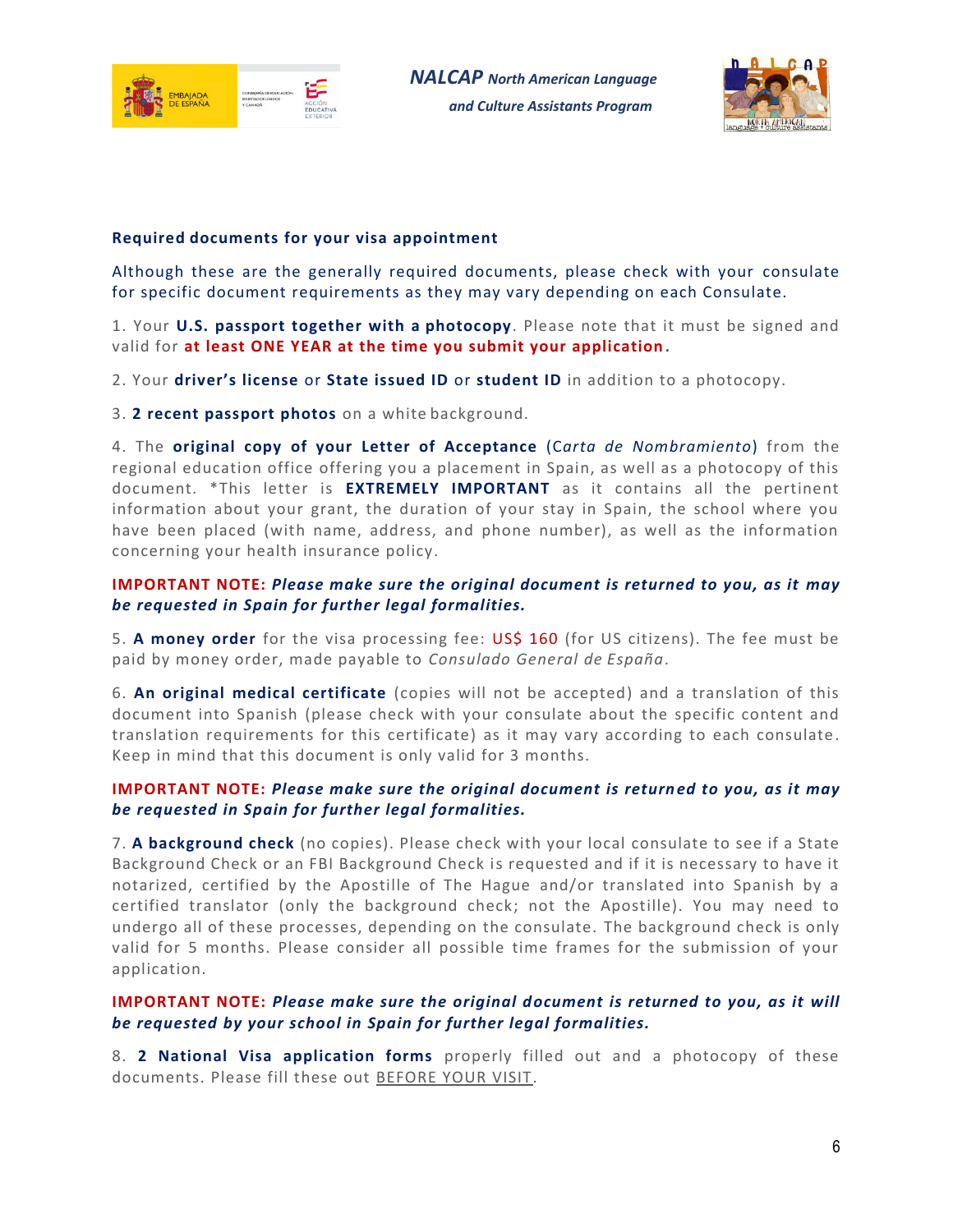**Required documents for your visa appointment**

Although these are the generally required documents, please check with your consulate for specific document requirements as they may vary depending on each Consulate.

1. Your **U.S. passport together with a photocopy**. Please note that it must be signed and valid for **at least ONE YEAR at the time you submit your application.**

2. Your **driver's license** or **State issued ID** or **student ID** in addition to a photocopy.

3. **2 recent passport photos** on a white background.

4. The **original copy of your Letter of Acceptance** (*Carta de Nombramiento*) from the regional education office offering you a placement in Spain, as well as a photocopy of this document. *This letter is **EXTREMELY IMPORTANT** as it contains all the pertinent information about your grant, the duration of your stay in Spain, the school where you have been placed (with name, address, and phone number), as well as the information concerning your health insurance policy.

**IMPORTANT NOTE:** ***Please make sure the original document is returned to you, as it may be requested in Spain for further legal formalities.***

5. **A money order** for the visa processing fee: US$ 160 (for US citizens). The fee must be paid by money order, made payable to *Consulado General de España*.

6. **An original medical certificate** (copies will not be accepted) and a translation of this document into Spanish (please check with your consulate about the specific content and translation requirements for this certificate) as it may vary according to each consulate. Keep in mind that this document is only valid for 3 months.

**IMPORTANT NOTE:** ***Please make sure the original document is returned to you, as it may be requested in Spain for further legal formalities.***

7. **A background check** (no copies). Please check with your local consulate to see if a State Background Check or an FBI Background Check is requested and if it is necessary to have it notarized, certified by the Apostille of The Hague and/or translated into Spanish by a certified translator (only the background check; not the Apostille). You may need to undergo all of these processes, depending on the consulate. The background check is only valid for 5 months. Please consider all possible time frames for the submission of your application.

**IMPORTANT NOTE:** ***Please make sure the original document is returned to you, as it will be requested by your school in Spain for further legal formalities.***

8. **2 National Visa application forms** properly filled out and a photocopy of these documents. Please fill these out BEFORE YOUR VISIT.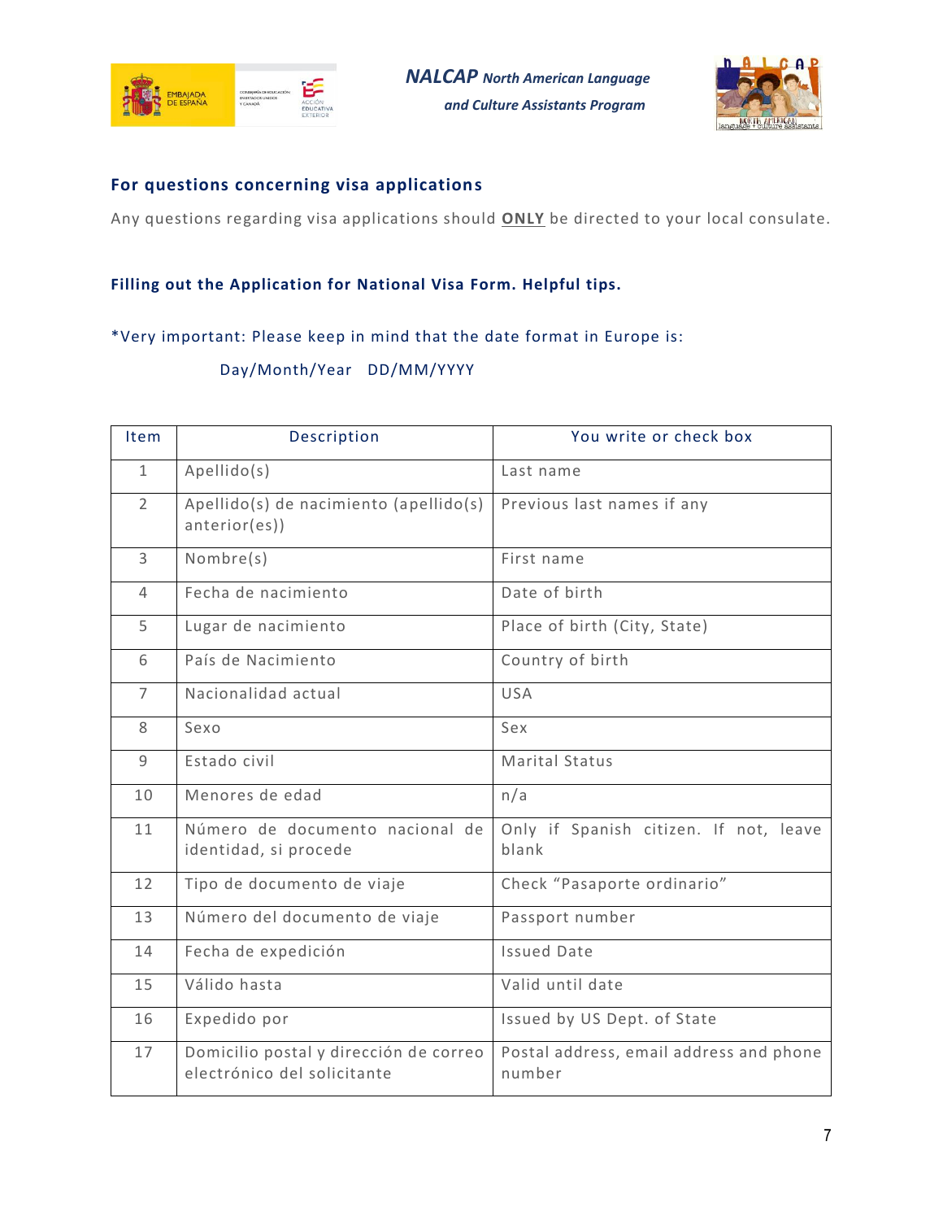## For questions concerning visa applications

Any questions regarding visa applications should **ONLY** be directed to your local consulate.

## Filling out the Application for National Visa Form. Helpful tips.

*Very important: Please keep in mind that the date format in Europe is:

Day/Month/Year DD/MM/YYYY

| Item | Description | You write or check box |
|---|---|---|
| 1 | Apellido(s) | Last name |
| 2 | Apellido(s) de nacimiento (apellido(s) anterior(es)) | Previous last names if any |
| 3 | Nombre(s) | First name |
| 4 | Fecha de nacimiento | Date of birth |
| 5 | Lugar de nacimiento | Place of birth (City, State) |
| 6 | País de Nacimiento | Country of birth |
| 7 | Nacionalidad actual | USA |
| 8 | Sexo | Sex |
| 9 | Estado civil | Marital Status |
| 10 | Menores de edad | n/a |
| 11 | Número de documento nacional de identidad, si procede | Only if Spanish citizen. If not, leave blank |
| 12 | Tipo de documento de viaje | Check "Pasaporte ordinario" |
| 13 | Número del documento de viaje | Passport number |
| 14 | Fecha de expedición | Issued Date |
| 15 | Válido hasta | Valid until date |
| 16 | Expedido por | Issued by US Dept. of State |
| 17 | Domicilio postal y dirección de correo electrónico del solicitante | Postal address, email address and phone number |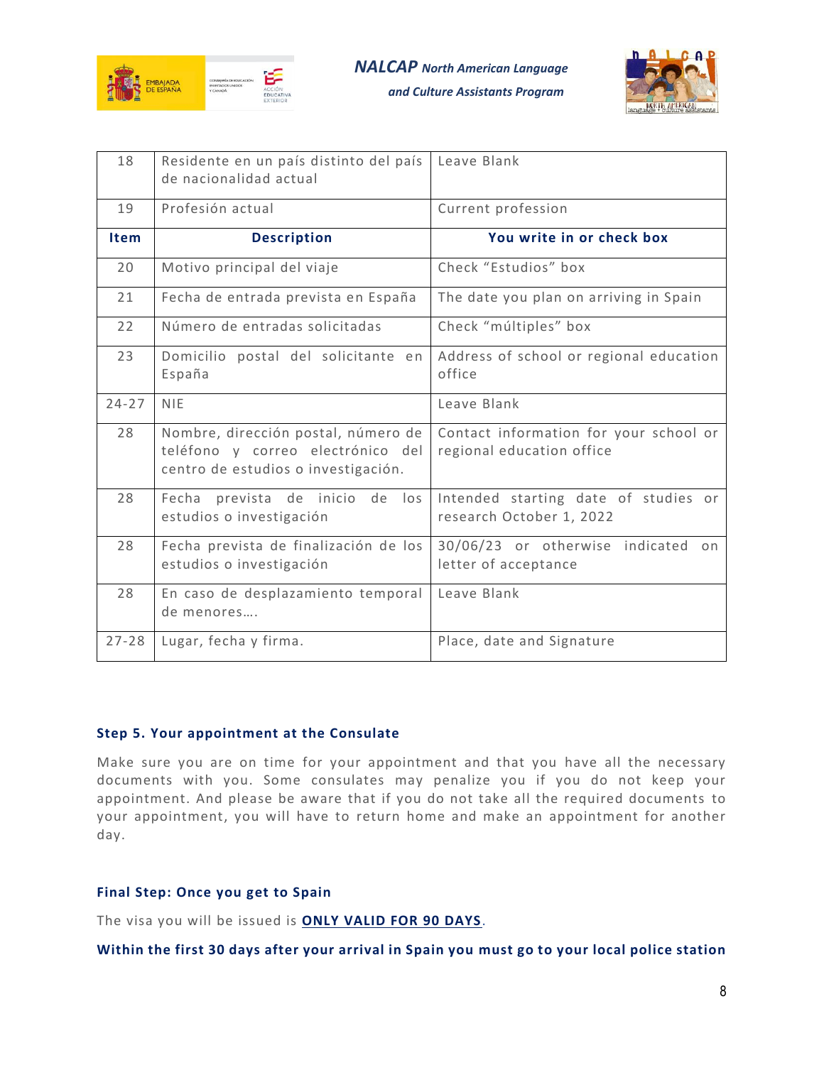| 18 | Residente en un país distinto del país de nacionalidad actual | Leave Blank |
|---|---|---|
| 19 | Profesión actual | Current profession |
| **Item** | **Description** | **You write in or check box** |
| 20 | Motivo principal del viaje | Check "Estudios" box |
| 21 | Fecha de entrada prevista en España | The date you plan on arriving in Spain |
| 22 | Número de entradas solicitadas | Check "múltiples" box |
| 23 | Domicilio postal del solicitante en España | Address of school or regional education office |
| 24-27 | NIE | Leave Blank |
| 28 | Nombre, dirección postal, número de teléfono y correo electrónico del centro de estudios o investigación. | Contact information for your school or regional education office |
| 28 | Fecha prevista de inicio de los estudios o investigación | Intended starting date of studies or research October 1, 2022 |
| 28 | Fecha prevista de finalización de los estudios o investigación | 30/06/23 or otherwise indicated on letter of acceptance |
| 28 | En caso de desplazamiento temporal de menores…. | Leave Blank |
| 27-28 | Lugar, fecha y firma. | Place, date and Signature |

### Step 5. Your appointment at the Consulate

Make sure you are on time for your appointment and that you have all the necessary documents with you. Some consulates may penalize you if you do not keep your appointment. And please be aware that if you do not take all the required documents to your appointment, you will have to return home and make an appointment for another day.

### Final Step: Once you get to Spain

The visa you will be issued is **ONLY VALID FOR 90 DAYS**.

**Within the first 30 days after your arrival in Spain you must go to your local police station**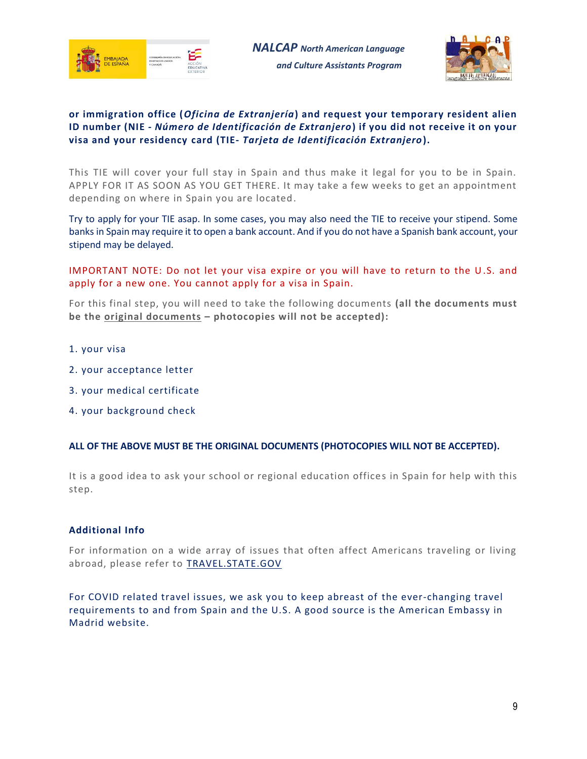**or immigration office (*Oficina de Extranjería*) and request your temporary resident alien ID number (NIE - *Número de Identificación de Extranjero*) if you did not receive it on your visa and your residency card (TIE- *Tarjeta de Identificación Extranjero*).**

This TIE will cover your full stay in Spain and thus make it legal for you to be in Spain. APPLY FOR IT AS SOON AS YOU GET THERE. It may take a few weeks to get an appointment depending on where in Spain you are located.

Try to apply for your TIE asap. In some cases, you may also need the TIE to receive your stipend. Some banks in Spain may require it to open a bank account. And if you do not have a Spanish bank account, your stipend may be delayed.

IMPORTANT NOTE: Do not let your visa expire or you will have to return to the U.S. and apply for a new one. You cannot apply for a visa in Spain.

For this final step, you will need to take the following documents **(all the documents must be the original documents – photocopies will not be accepted):**

1. your visa
2. your acceptance letter
3. your medical certificate
4. your background check

**ALL OF THE ABOVE MUST BE THE ORIGINAL DOCUMENTS (PHOTOCOPIES WILL NOT BE ACCEPTED).**

It is a good idea to ask your school or regional education offices in Spain for help with this step.

### Additional Info

For information on a wide array of issues that often affect Americans traveling or living abroad, please refer to TRAVEL.STATE.GOV

For COVID related travel issues, we ask you to keep abreast of the ever-changing travel requirements to and from Spain and the U.S. A good source is the American Embassy in Madrid website.